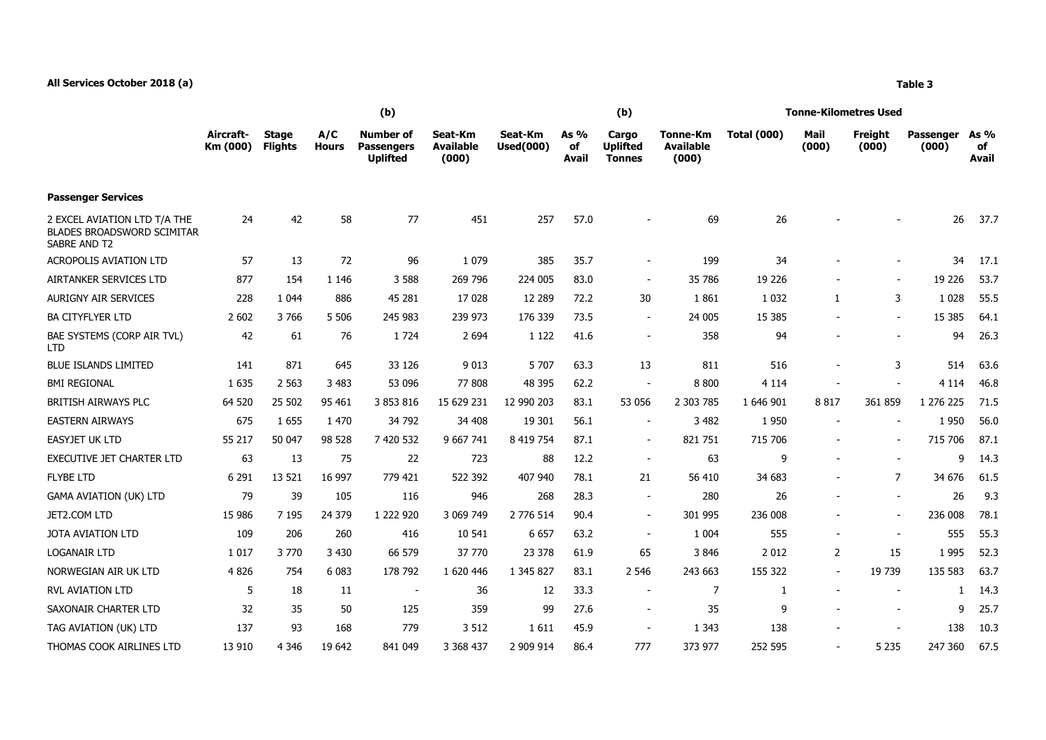**All Services October 2018 (a)**

**Table 3**

| | Aircraft-Km (000) | Stage Flights | A/C Hours | (b) Number of Passengers Uplifted | Seat-Km Available (000) | Seat-Km Used(000) | As % of Avail | (b) Cargo Uplifted Tonnes | Tonne-Km Available (000) | Tonne-Kilometres Used Total (000) | Mail (000) | Freight (000) | Passenger (000) | As % of Avail |
|---|---|---|---|---|---|---|---|---|---|---|---|---|---|---|
| **Passenger Services** | | | | | | | | | | | | | | |
| 2 EXCEL AVIATION LTD T/A THE BLADES BROADSWORD SCIMITAR SABRE AND T2 | 24 | 42 | 58 | 77 | 451 | 257 | 57.0 | - | 69 | 26 | - | - | 26 | 37.7 |
| ACROPOLIS AVIATION LTD | 57 | 13 | 72 | 96 | 1 079 | 385 | 35.7 | - | 199 | 34 | - | - | 34 | 17.1 |
| AIRTANKER SERVICES LTD | 877 | 154 | 1 146 | 3 588 | 269 796 | 224 005 | 83.0 | - | 35 786 | 19 226 | - | - | 19 226 | 53.7 |
| AURIGNY AIR SERVICES | 228 | 1 044 | 886 | 45 281 | 17 028 | 12 289 | 72.2 | 30 | 1 861 | 1 032 | 1 | 3 | 1 028 | 55.5 |
| BA CITYFLYER LTD | 2 602 | 3 766 | 5 506 | 245 983 | 239 973 | 176 339 | 73.5 | - | 24 005 | 15 385 | - | - | 15 385 | 64.1 |
| BAE SYSTEMS (CORP AIR TVL) LTD | 42 | 61 | 76 | 1 724 | 2 694 | 1 122 | 41.6 | - | 358 | 94 | - | - | 94 | 26.3 |
| BLUE ISLANDS LIMITED | 141 | 871 | 645 | 33 126 | 9 013 | 5 707 | 63.3 | 13 | 811 | 516 | - | 3 | 514 | 63.6 |
| BMI REGIONAL | 1 635 | 2 563 | 3 483 | 53 096 | 77 808 | 48 395 | 62.2 | - | 8 800 | 4 114 | - | - | 4 114 | 46.8 |
| BRITISH AIRWAYS PLC | 64 520 | 25 502 | 95 461 | 3 853 816 | 15 629 231 | 12 990 203 | 83.1 | 53 056 | 2 303 785 | 1 646 901 | 8 817 | 361 859 | 1 276 225 | 71.5 |
| EASTERN AIRWAYS | 675 | 1 655 | 1 470 | 34 792 | 34 408 | 19 301 | 56.1 | - | 3 482 | 1 950 | - | - | 1 950 | 56.0 |
| EASYJET UK LTD | 55 217 | 50 047 | 98 528 | 7 420 532 | 9 667 741 | 8 419 754 | 87.1 | - | 821 751 | 715 706 | - | - | 715 706 | 87.1 |
| EXECUTIVE JET CHARTER LTD | 63 | 13 | 75 | 22 | 723 | 88 | 12.2 | - | 63 | 9 | - | - | 9 | 14.3 |
| FLYBE LTD | 6 291 | 13 521 | 16 997 | 779 421 | 522 392 | 407 940 | 78.1 | 21 | 56 410 | 34 683 | - | 7 | 34 676 | 61.5 |
| GAMA AVIATION (UK) LTD | 79 | 39 | 105 | 116 | 946 | 268 | 28.3 | - | 280 | 26 | - | - | 26 | 9.3 |
| JET2.COM LTD | 15 986 | 7 195 | 24 379 | 1 222 920 | 3 069 749 | 2 776 514 | 90.4 | - | 301 995 | 236 008 | - | - | 236 008 | 78.1 |
| JOTA AVIATION LTD | 109 | 206 | 260 | 416 | 10 541 | 6 657 | 63.2 | - | 1 004 | 555 | - | - | 555 | 55.3 |
| LOGANAIR LTD | 1 017 | 3 770 | 3 430 | 66 579 | 37 770 | 23 378 | 61.9 | 65 | 3 846 | 2 012 | 2 | 15 | 1 995 | 52.3 |
| NORWEGIAN AIR UK LTD | 4 826 | 754 | 6 083 | 178 792 | 1 620 446 | 1 345 827 | 83.1 | 2 546 | 243 663 | 155 322 | - | 19 739 | 135 583 | 63.7 |
| RVL AVIATION LTD | 5 | 18 | 11 | - | 36 | 12 | 33.3 | - | 7 | 1 | - | - | 1 | 14.3 |
| SAXONAIR CHARTER LTD | 32 | 35 | 50 | 125 | 359 | 99 | 27.6 | - | 35 | 9 | - | - | 9 | 25.7 |
| TAG AVIATION (UK) LTD | 137 | 93 | 168 | 779 | 3 512 | 1 611 | 45.9 | - | 1 343 | 138 | - | - | 138 | 10.3 |
| THOMAS COOK AIRLINES LTD | 13 910 | 4 346 | 19 642 | 841 049 | 3 368 437 | 2 909 914 | 86.4 | 777 | 373 977 | 252 595 | - | 5 235 | 247 360 | 67.5 |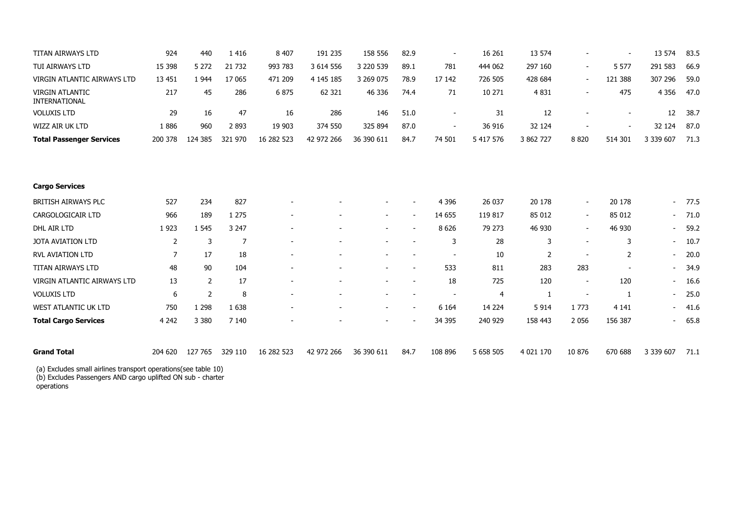| | | | | | | | | | | | | | | |
|---|---|---|---|---|---|---|---|---|---|---|---|---|---|---|
| TITAN AIRWAYS LTD | 924 | 440 | 1 416 | 8 407 | 191 235 | 158 556 | 82.9 | - | 16 261 | 13 574 | - | - | 13 574 | 83.5 |
| TUI AIRWAYS LTD | 15 398 | 5 272 | 21 732 | 993 783 | 3 614 556 | 3 220 539 | 89.1 | 781 | 444 062 | 297 160 | - | 5 577 | 291 583 | 66.9 |
| VIRGIN ATLANTIC AIRWAYS LTD | 13 451 | 1 944 | 17 065 | 471 209 | 4 145 185 | 3 269 075 | 78.9 | 17 142 | 726 505 | 428 684 | - | 121 388 | 307 296 | 59.0 |
| VIRGIN ATLANTIC INTERNATIONAL | 217 | 45 | 286 | 6 875 | 62 321 | 46 336 | 74.4 | 71 | 10 271 | 4 831 | - | 475 | 4 356 | 47.0 |
| VOLUXIS LTD | 29 | 16 | 47 | 16 | 286 | 146 | 51.0 | - | 31 | 12 | - | - | 12 | 38.7 |
| WIZZ AIR UK LTD | 1 886 | 960 | 2 893 | 19 903 | 374 550 | 325 894 | 87.0 | - | 36 916 | 32 124 | - | - | 32 124 | 87.0 |
| **Total Passenger Services** | 200 378 | 124 385 | 321 970 | 16 282 523 | 42 972 266 | 36 390 611 | 84.7 | 74 501 | 5 417 576 | 3 862 727 | 8 820 | 514 301 | 3 339 607 | 71.3 |
| | | | | | | | | | | | | | | |
| **Cargo Services** | | | | | | | | | | | | | | |
| BRITISH AIRWAYS PLC | 527 | 234 | 827 | - | - | - | - | 4 396 | 26 037 | 20 178 | - | 20 178 | - | 77.5 |
| CARGOLOGICAIR LTD | 966 | 189 | 1 275 | - | - | - | - | 14 655 | 119 817 | 85 012 | - | 85 012 | - | 71.0 |
| DHL AIR LTD | 1 923 | 1 545 | 3 247 | - | - | - | - | 8 626 | 79 273 | 46 930 | - | 46 930 | - | 59.2 |
| JOTA AVIATION LTD | 2 | 3 | 7 | - | - | - | - | 3 | 28 | 3 | - | 3 | - | 10.7 |
| RVL AVIATION LTD | 7 | 17 | 18 | - | - | - | - | - | 10 | 2 | - | 2 | - | 20.0 |
| TITAN AIRWAYS LTD | 48 | 90 | 104 | - | - | - | - | 533 | 811 | 283 | 283 | - | - | 34.9 |
| VIRGIN ATLANTIC AIRWAYS LTD | 13 | 2 | 17 | - | - | - | - | 18 | 725 | 120 | - | 120 | - | 16.6 |
| VOLUXIS LTD | 6 | 2 | 8 | - | - | - | - | - | 4 | 1 | - | 1 | - | 25.0 |
| WEST ATLANTIC UK LTD | 750 | 1 298 | 1 638 | - | - | - | - | 6 164 | 14 224 | 5 914 | 1 773 | 4 141 | - | 41.6 |
| **Total Cargo Services** | 4 242 | 3 380 | 7 140 | - | - | - | - | 34 395 | 240 929 | 158 443 | 2 056 | 156 387 | - | 65.8 |
| | | | | | | | | | | | | | | |
| **Grand Total** | 204 620 | 127 765 | 329 110 | 16 282 523 | 42 972 266 | 36 390 611 | 84.7 | 108 896 | 5 658 505 | 4 021 170 | 10 876 | 670 688 | 3 339 607 | 71.1 |

(a) Excludes small airlines transport operations(see table 10)
(b) Excludes Passengers AND cargo uplifted ON sub - charter operations